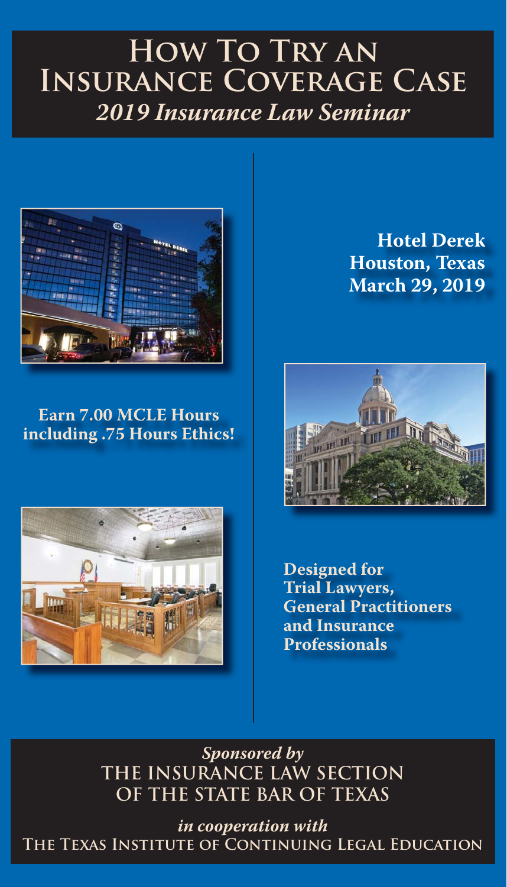# How To Try an Insurance Coverage Case

## *2019 Insurance Law Seminar*

**Hotel Derek**
**Houston, Texas**
**March 29, 2019**

**Earn 7.00 MCLE Hours including .75 Hours Ethics!**

**Designed for Trial Lawyers, General Practitioners and Insurance Professionals**

*Sponsored by*
**THE INSURANCE LAW SECTION OF THE STATE BAR OF TEXAS**

*in cooperation with*
**The Texas Institute of Continuing Legal Education**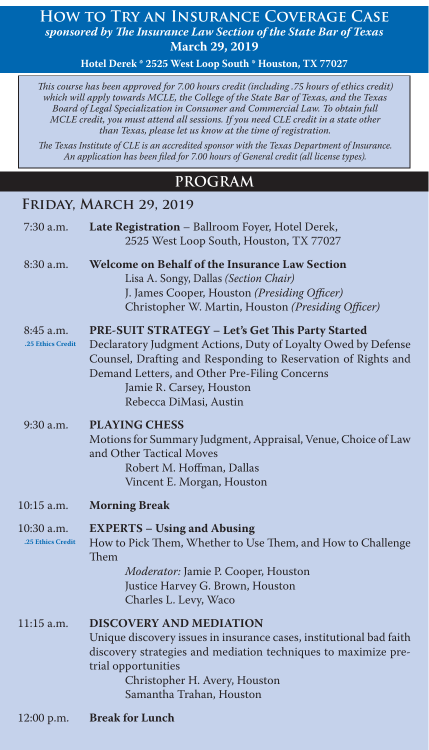# How to Try an Insurance Coverage Case

***sponsored by The Insurance Law Section of the State Bar of Texas***

**March 29, 2019**

**Hotel Derek * 2525 West Loop South * Houston, TX 77027**

*This course has been approved for 7.00 hours credit (including .75 hours of ethics credit) which will apply towards MCLE, the College of the State Bar of Texas, and the Texas Board of Legal Specialization in Consumer and Commercial Law. To obtain full MCLE credit, you must attend all sessions. If you need CLE credit in a state other than Texas, please let us know at the time of registration.*

*The Texas Institute of CLE is an accredited sponsor with the Texas Department of Insurance. An application has been filed for 7.00 hours of General credit (all license types).*

## PROGRAM

### Friday, March 29, 2019

**7:30 a.m.** — **Late Registration** – Ballroom Foyer, Hotel Derek, 2525 West Loop South, Houston, TX 77027

**8:30 a.m.** — **Welcome on Behalf of the Insurance Law Section**
Lisa A. Songy, Dallas *(Section Chair)*
J. James Cooper, Houston *(Presiding Officer)*
Christopher W. Martin, Houston *(Presiding Officer)*

**8:45 a.m.** (.25 Ethics Credit) — **PRE-SUIT STRATEGY – Let's Get This Party Started**
Declaratory Judgment Actions, Duty of Loyalty Owed by Defense Counsel, Drafting and Responding to Reservation of Rights and Demand Letters, and Other Pre-Filing Concerns
Jamie R. Carsey, Houston
Rebecca DiMasi, Austin

**9:30 a.m.** — **PLAYING CHESS**
Motions for Summary Judgment, Appraisal, Venue, Choice of Law and Other Tactical Moves
Robert M. Hoffman, Dallas
Vincent E. Morgan, Houston

**10:15 a.m.** — **Morning Break**

**10:30 a.m.** (.25 Ethics Credit) — **EXPERTS – Using and Abusing**
How to Pick Them, Whether to Use Them, and How to Challenge Them
*Moderator:* Jamie P. Cooper, Houston
Justice Harvey G. Brown, Houston
Charles L. Levy, Waco

**11:15 a.m.** — **DISCOVERY AND MEDIATION**
Unique discovery issues in insurance cases, institutional bad faith discovery strategies and mediation techniques to maximize pre-trial opportunities
Christopher H. Avery, Houston
Samantha Trahan, Houston

**12:00 p.m.** — **Break for Lunch**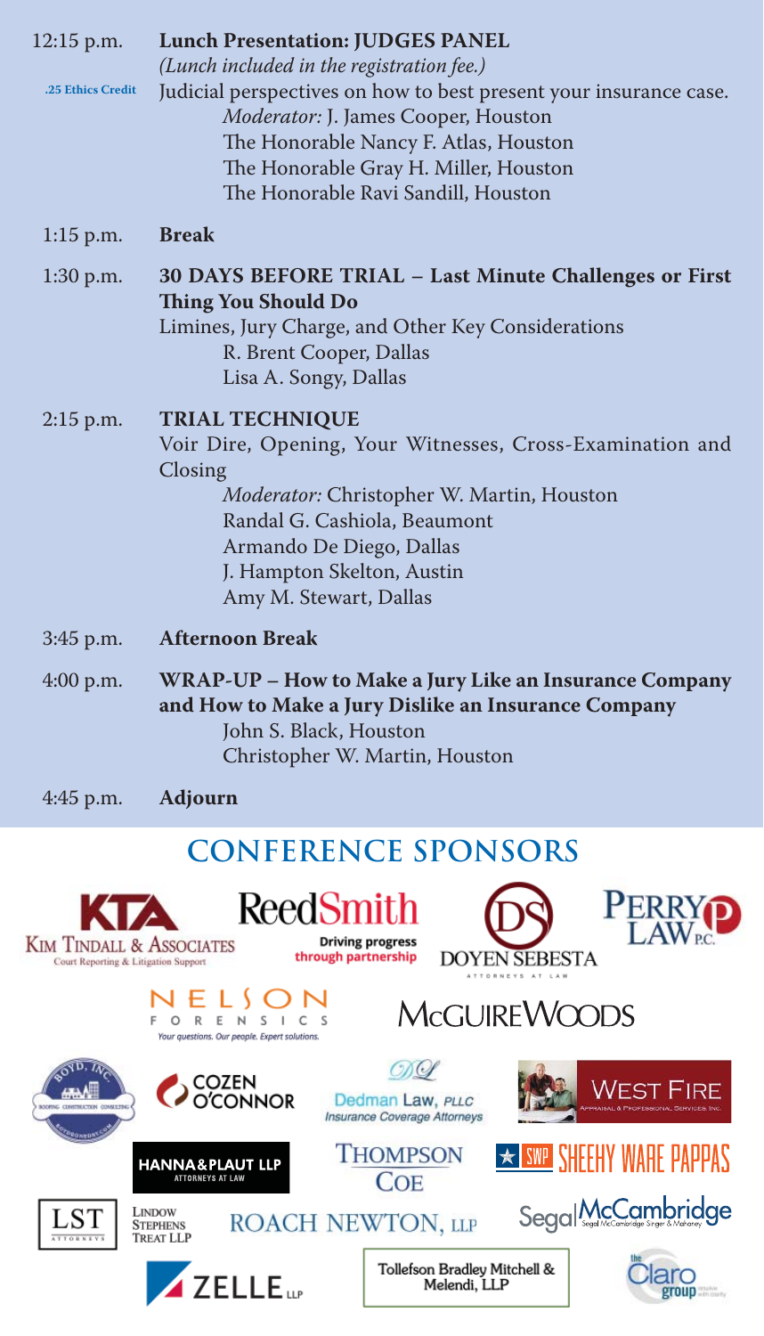12:15 p.m. **Lunch Presentation: JUDGES PANEL**
*(Lunch included in the registration fee.)*

.25 Ethics Credit

Judicial perspectives on how to best present your insurance case.
*Moderator:* J. James Cooper, Houston
The Honorable Nancy F. Atlas, Houston
The Honorable Gray H. Miller, Houston
The Honorable Ravi Sandill, Houston

1:15 p.m. **Break**

1:30 p.m. **30 DAYS BEFORE TRIAL – Last Minute Challenges or First Thing You Should Do**
Limines, Jury Charge, and Other Key Considerations
R. Brent Cooper, Dallas
Lisa A. Songy, Dallas

2:15 p.m. **TRIAL TECHNIQUE**
Voir Dire, Opening, Your Witnesses, Cross-Examination and Closing
*Moderator:* Christopher W. Martin, Houston
Randal G. Cashiola, Beaumont
Armando De Diego, Dallas
J. Hampton Skelton, Austin
Amy M. Stewart, Dallas

3:45 p.m. **Afternoon Break**

4:00 p.m. **WRAP-UP – How to Make a Jury Like an Insurance Company and How to Make a Jury Dislike an Insurance Company**
John S. Black, Houston
Christopher W. Martin, Houston

4:45 p.m. **Adjourn**

## CONFERENCE SPONSORS

- Kim Tindall & Associates – Court Reporting & Litigation Support
- ReedSmith – Driving progress through partnership
- Doyen Sebesta – Attorneys at Law
- Perry Law P.C.
- Nelson Forensics – Your questions. Our people. Expert solutions.
- McGuireWoods
- Boyd, Inc. – Roofing Construction Consulting
- Cozen O'Connor
- Dedman Law, PLLC – Insurance Coverage Attorneys
- West Fire – Appraisal & Professional Services, Inc.
- Hanna & Plaut LLP – Attorneys at Law
- Thompson Coe
- SWP Sheehy Ware Pappas
- LST – Lindow Stephens Treat LLP
- Roach Newton, LLP
- Segal McCambridge – Segal McCambridge Singer & Mahoney
- Zelle LLP
- Tollefson Bradley Mitchell & Melendi, LLP
- The Claro Group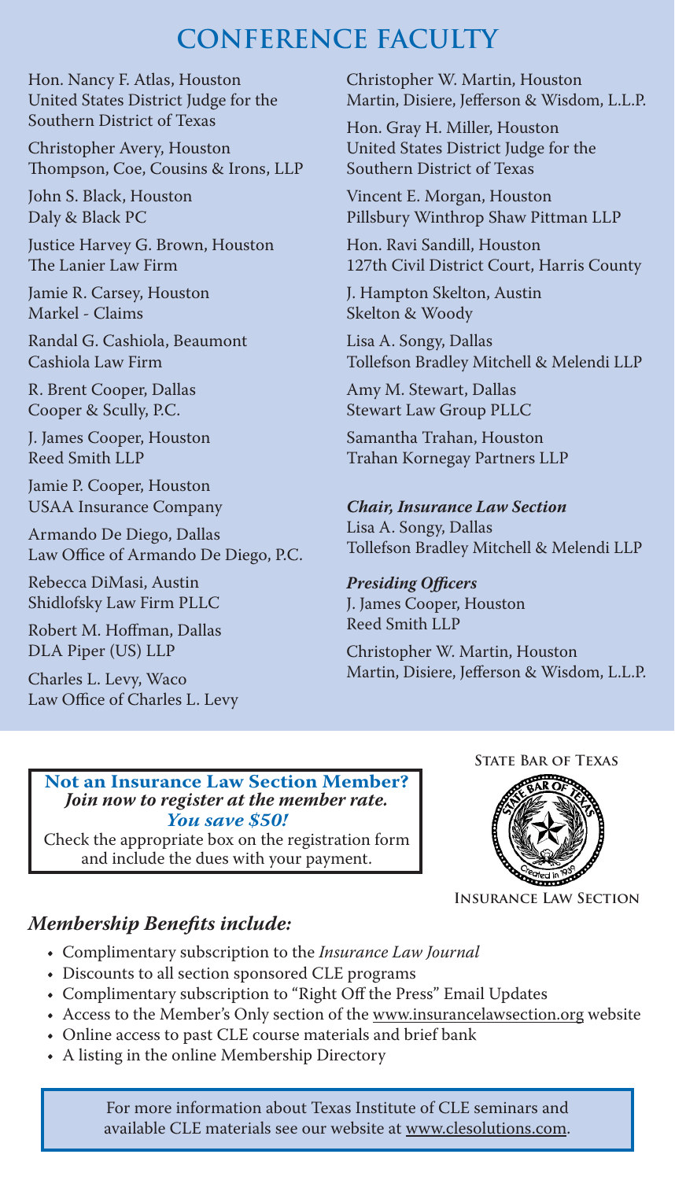# CONFERENCE FACULTY

Hon. Nancy F. Atlas, Houston
United States District Judge for the Southern District of Texas

Christopher Avery, Houston
Thompson, Coe, Cousins & Irons, LLP

John S. Black, Houston
Daly & Black PC

Justice Harvey G. Brown, Houston
The Lanier Law Firm

Jamie R. Carsey, Houston
Markel - Claims

Randal G. Cashiola, Beaumont
Cashiola Law Firm

R. Brent Cooper, Dallas
Cooper & Scully, P.C.

J. James Cooper, Houston
Reed Smith LLP

Jamie P. Cooper, Houston
USAA Insurance Company

Armando De Diego, Dallas
Law Office of Armando De Diego, P.C.

Rebecca DiMasi, Austin
Shidlofsky Law Firm PLLC

Robert M. Hoffman, Dallas
DLA Piper (US) LLP

Charles L. Levy, Waco
Law Office of Charles L. Levy

Christopher W. Martin, Houston
Martin, Disiere, Jefferson & Wisdom, L.L.P.

Hon. Gray H. Miller, Houston
United States District Judge for the Southern District of Texas

Vincent E. Morgan, Houston
Pillsbury Winthrop Shaw Pittman LLP

Hon. Ravi Sandill, Houston
127th Civil District Court, Harris County

J. Hampton Skelton, Austin
Skelton & Woody

Lisa A. Songy, Dallas
Tollefson Bradley Mitchell & Melendi LLP

Amy M. Stewart, Dallas
Stewart Law Group PLLC

Samantha Trahan, Houston
Trahan Kornegay Partners LLP

***Chair, Insurance Law Section***
Lisa A. Songy, Dallas
Tollefson Bradley Mitchell & Melendi LLP

***Presiding Officers***
J. James Cooper, Houston
Reed Smith LLP

Christopher W. Martin, Houston
Martin, Disiere, Jefferson & Wisdom, L.L.P.

**Not an Insurance Law Section Member?**
***Join now to register at the member rate.***
***You save $50!***
Check the appropriate box on the registration form and include the dues with your payment.

STATE BAR OF TEXAS
INSURANCE LAW SECTION

### *Membership Benefits include:*

- Complimentary subscription to the *Insurance Law Journal*
- Discounts to all section sponsored CLE programs
- Complimentary subscription to "Right Off the Press" Email Updates
- Access to the Member's Only section of the www.insurancelawsection.org website
- Online access to past CLE course materials and brief bank
- A listing in the online Membership Directory

For more information about Texas Institute of CLE seminars and available CLE materials see our website at www.clesolutions.com.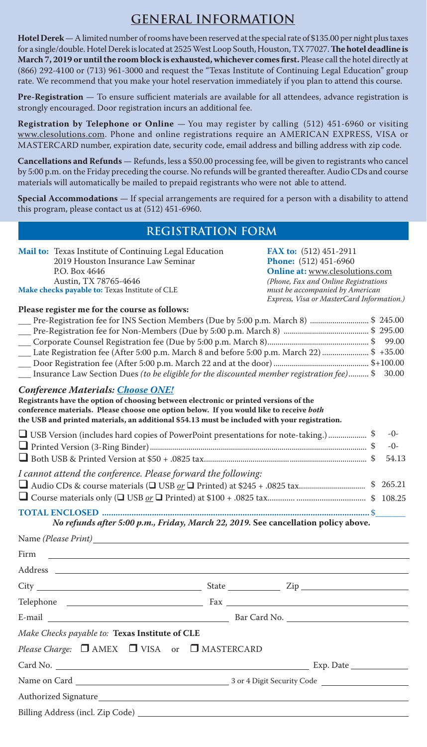# GENERAL INFORMATION

**Hotel Derek** — A limited number of rooms have been reserved at the special rate of $135.00 per night plus taxes for a single/double. Hotel Derek is located at 2525 West Loop South, Houston, TX 77027. **The hotel deadline is March 7, 2019 or until the room block is exhausted, whichever comes first.** Please call the hotel directly at (866) 292-4100 or (713) 961-3000 and request the "Texas Institute of Continuing Legal Education" group rate. We recommend that you make your hotel reservation immediately if you plan to attend this course.

**Pre-Registration** — To ensure sufficient materials are available for all attendees, advance registration is strongly encouraged. Door registration incurs an additional fee.

**Registration by Telephone or Online** — You may register by calling (512) 451-6960 or visiting www.clesolutions.com. Phone and online registrations require an AMERICAN EXPRESS, VISA or MASTERCARD number, expiration date, security code, email address and billing address with zip code.

**Cancellations and Refunds** — Refunds, less a $50.00 processing fee, will be given to registrants who cancel by 5:00 p.m. on the Friday preceding the course. No refunds will be granted thereafter. Audio CDs and course materials will automatically be mailed to prepaid registrants who were not able to attend.

**Special Accommodations** — If special arrangements are required for a person with a disability to attend this program, please contact us at (512) 451-6960.

## REGISTRATION FORM

**Mail to:** Texas Institute of Continuing Legal Education
2019 Houston Insurance Law Seminar
P.O. Box 4646
Austin, TX 78765-4646
**Make checks payable to:** Texas Institute of CLE

**FAX to:** (512) 451-2911
**Phone:** (512) 451-6960
**Online at:** www.clesolutions.com
*(Phone, Fax and Online Registrations must be accompanied by American Express, Visa or MasterCard Information.)*

**Please register me for the course as follows:**

- ___ Pre-Registration fee for INS Section Members (Due by 5:00 p.m. March 8) .......... $ 245.00
- ___ Pre-Registration fee for Non-Members (Due by 5:00 p.m. March 8) .......... $ 295.00
- ___ Corporate Counsel Registration fee (Due by 5:00 p.m. March 8) .......... $ 99.00
- ___ Late Registration fee (After 5:00 p.m. March 8 and before 5:00 p.m. March 22) .......... $ +35.00
- ___ Door Registration fee (After 5:00 p.m. March 22 and at the door) .......... $+100.00
- ___ Insurance Law Section Dues *(to be eligible for the discounted member registration fee)* .......... $ 30.00

### *Conference Materials: Choose ONE!*

**Registrants have the option of choosing between electronic or printed versions of the conference materials. Please choose one option below. If you would like to receive *both* the USB and printed materials, an additional $54.13 must be included with your registration.**

- ☐ USB Version (includes hard copies of PowerPoint presentations for note-taking.) .......... $ -0-
- ☐ Printed Version (3-Ring Binder) .......... $ -0-
- ☐ Both USB & Printed Version at $50 + .0825 tax .......... $ 54.13

*I cannot attend the conference. Please forward the following:*

- ☐ Audio CDs & course materials (☐ USB *or* ☐ Printed) at $245 + .0825 tax .......... $ 265.21
- ☐ Course materials only (☐ USB *or* ☐ Printed) at $100 + .0825 tax .......... $ 108.25

**TOTAL ENCLOSED .......... $______**

***No refunds after 5:00 p.m., Friday, March 22, 2019.* See cancellation policy above.**

Name *(Please Print)* ______________________________

Firm ______________________________

Address ______________________________

City ______________ State ______ Zip ______________

Telephone ______________ Fax ______________

E-mail ______________ Bar Card No. ______________

*Make Checks payable to:* **Texas Institute of CLE**

*Please Charge:* ☐ AMEX ☐ VISA or ☐ MASTERCARD

Card No. ______________________________ Exp. Date ______________

Name on Card ______________________ 3 or 4 Digit Security Code ______________

Authorized Signature ______________________________

Billing Address (incl. Zip Code) ______________________________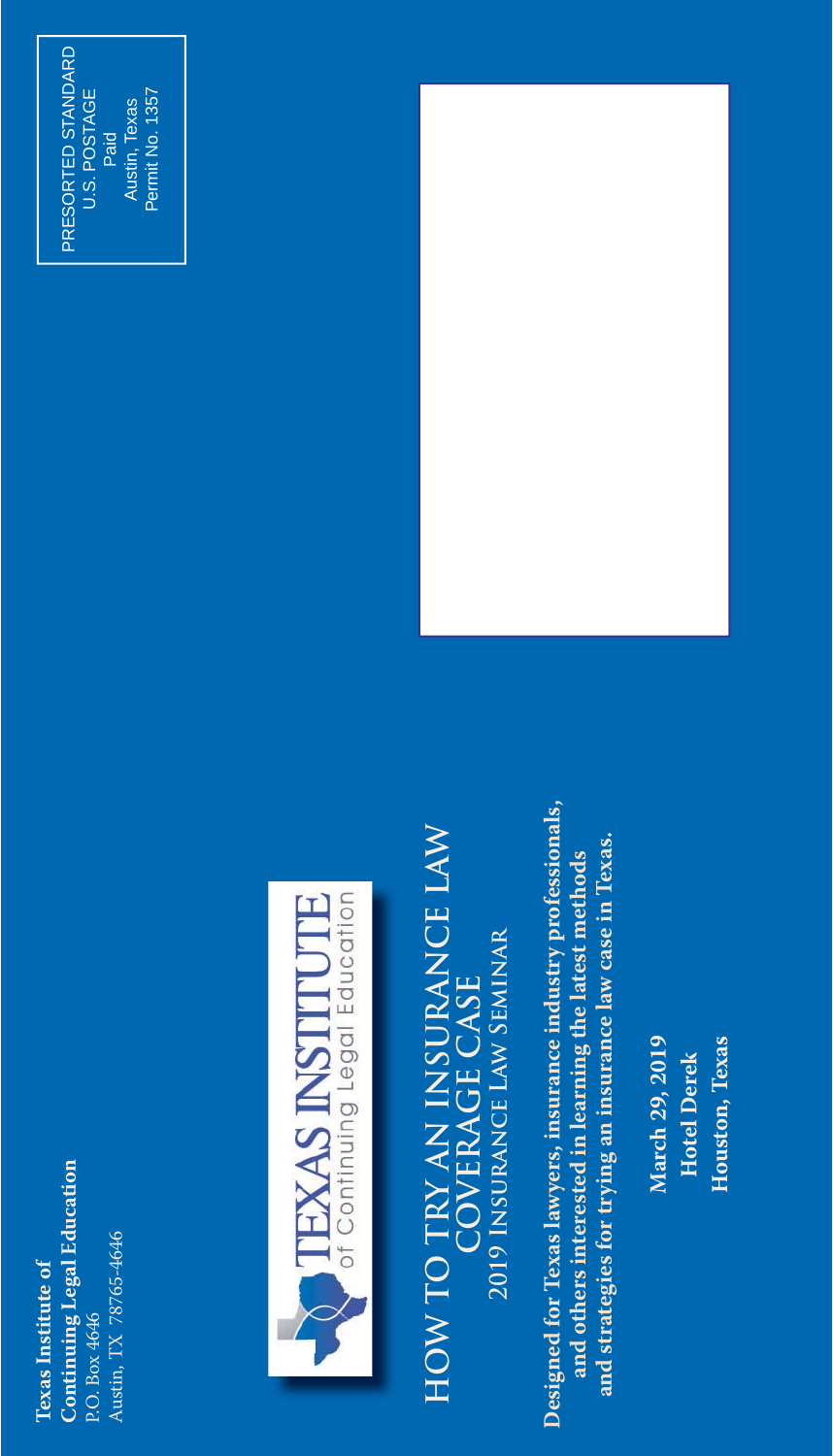**Texas Institute of**
**Continuing Legal Education**
P.O. Box 4646
Austin, TX 78765-4646

PRESORTED STANDARD
U.S. POSTAGE
Paid
Austin, Texas
Permit No. 1357

TEXAS INSTITUTE
of Continuing Legal Education

# HOW TO TRY AN INSURANCE LAW COVERAGE CASE

## 2019 INSURANCE LAW SEMINAR

**Designed for Texas lawyers, insurance industry professionals, and others interested in learning the latest methods and strategies for trying an insurance law case in Texas.**

**March 29, 2019**
**Hotel Derek**
**Houston, Texas**